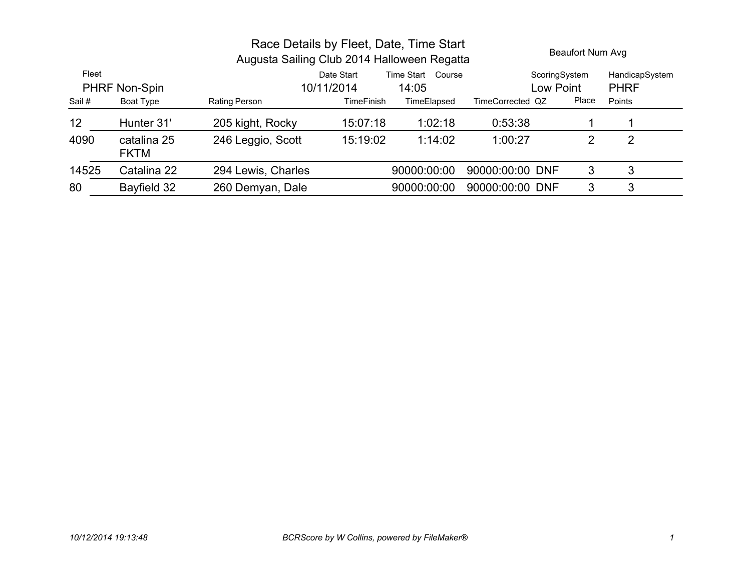# Race Details by Fleet, Date, Time Start

## Augusta Sailing Club 2014 Halloween Regatta

Beaufort Num Avg

| Fleet | Date Start | Time Start | Course | ScoringSystem | HandicapSystem |
|---|---|---|---|---|---|
| PHRF Non-Spin | 10/11/2014 | 14:05 | | Low Point | PHRF |

| Sail # | Boat Type | Rating Person | TimeFinish | TimeElapsed | TimeCorrected | QZ | Place | Points |
|---|---|---|---|---|---|---|---|---|
| 12 | Hunter 31' | 205 kight, Rocky | 15:07:18 | 1:02:18 | 0:53:38 | | 1 | 1 |
| 4090 | catalina 25 FKTM | 246 Leggio, Scott | 15:19:02 | 1:14:02 | 1:00:27 | | 2 | 2 |
| 14525 | Catalina 22 | 294 Lewis, Charles | | 90000:00:00 | 90000:00:00 | DNF | 3 | 3 |
| 80 | Bayfield 32 | 260 Demyan, Dale | | 90000:00:00 | 90000:00:00 | DNF | 3 | 3 |

*10/12/2014 19:13:48* *BCRScore by W Collins, powered by FileMaker®*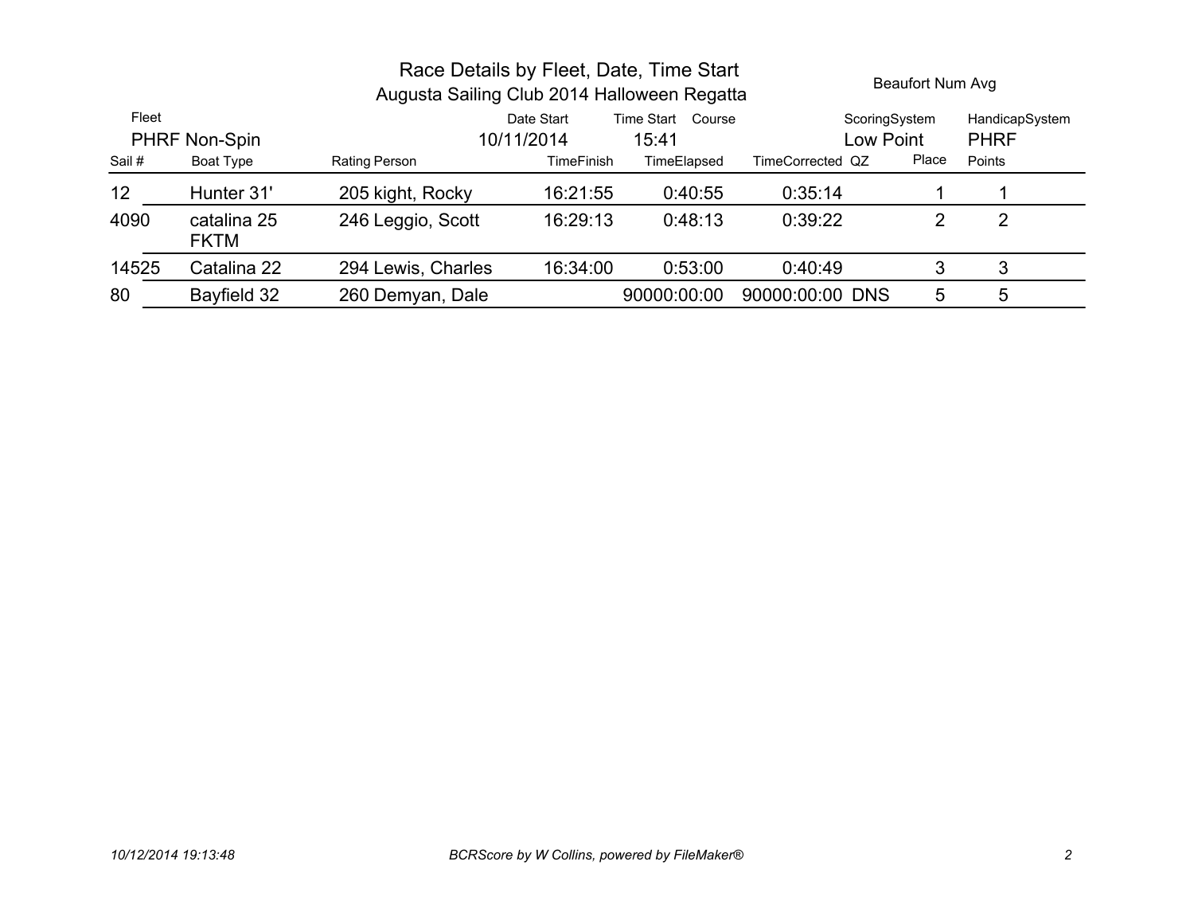# Race Details by Fleet, Date, Time Start

## Augusta Sailing Club 2014 Halloween Regatta

Beaufort Num Avg

| Fleet | Date Start | Time Start | Course | ScoringSystem | HandicapSystem |
|---|---|---|---|---|---|
| PHRF Non-Spin | 10/11/2014 | 15:41 | | Low Point | PHRF |

| Sail # | Boat Type | Rating | Person | TimeFinish | TimeElapsed | TimeCorrected | QZ | Place | Points |
|---|---|---|---|---|---|---|---|---|---|
| 12 | Hunter 31' | 205 | kight, Rocky | 16:21:55 | 0:40:55 | 0:35:14 | | 1 | 1 |
| 4090 | catalina 25 FKTM | 246 | Leggio, Scott | 16:29:13 | 0:48:13 | 0:39:22 | | 2 | 2 |
| 14525 | Catalina 22 | 294 | Lewis, Charles | 16:34:00 | 0:53:00 | 0:40:49 | | 3 | 3 |
| 80 | Bayfield 32 | 260 | Demyan, Dale | | 90000:00:00 | 90000:00:00 | DNS | 5 | 5 |

*10/12/2014 19:13:48* *BCRScore by W Collins, powered by FileMaker®*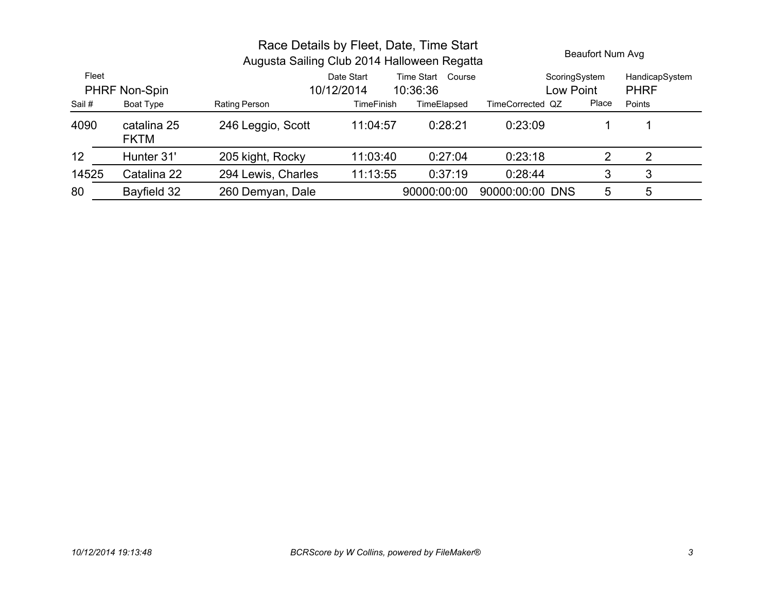# Race Details by Fleet, Date, Time Start

## Augusta Sailing Club 2014 Halloween Regatta

Beaufort Num Avg

| Fleet | Date Start | Time Start | Course | ScoringSystem | HandicapSystem |
|---|---|---|---|---|---|
| PHRF Non-Spin | 10/12/2014 | 10:36:36 | | Low Point | PHRF |

| Sail # | Boat Type | Rating | Person | TimeFinish | TimeElapsed | TimeCorrected | QZ | Place | Points |
|---|---|---|---|---|---|---|---|---|---|
| 4090 | catalina 25 FKTM | 246 | Leggio, Scott | 11:04:57 | 0:28:21 | 0:23:09 | | 1 | 1 |
| 12 | Hunter 31' | 205 | kight, Rocky | 11:03:40 | 0:27:04 | 0:23:18 | | 2 | 2 |
| 14525 | Catalina 22 | 294 | Lewis, Charles | 11:13:55 | 0:37:19 | 0:28:44 | | 3 | 3 |
| 80 | Bayfield 32 | 260 | Demyan, Dale | | 90000:00:00 | 90000:00:00 | DNS | 5 | 5 |

*10/12/2014 19:13:48* *BCRScore by W Collins, powered by FileMaker®*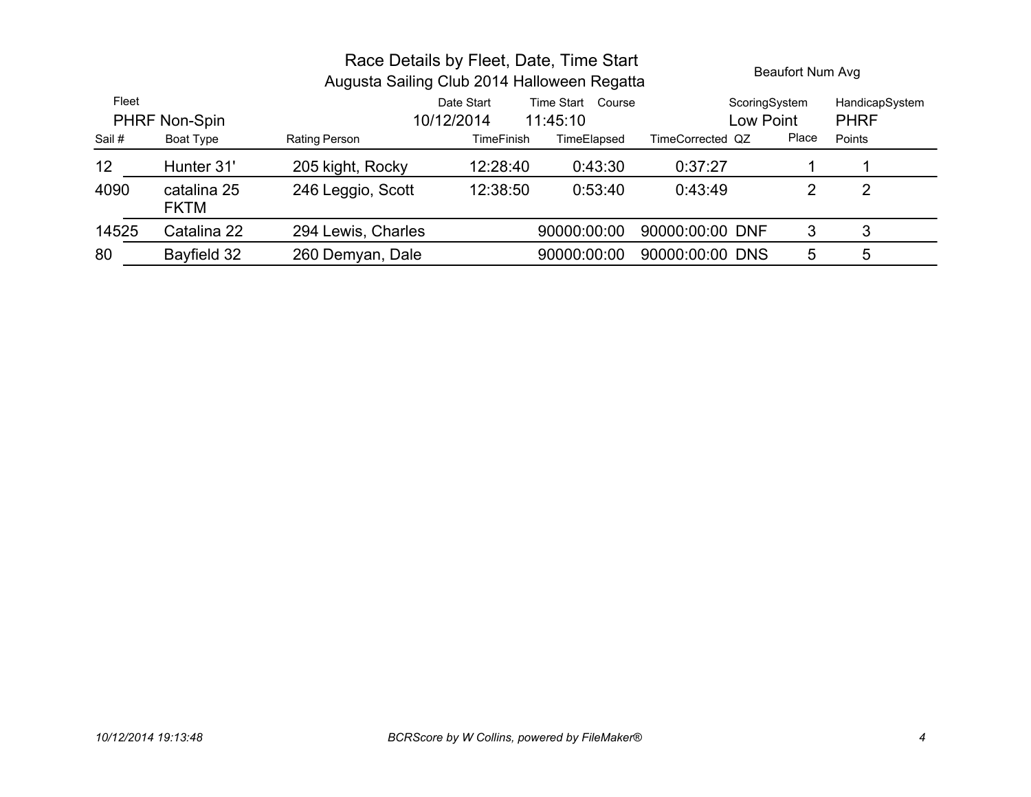# Race Details by Fleet, Date, Time Start

## Augusta Sailing Club 2014 Halloween Regatta

Beaufort Num Avg

| Fleet | Date Start | Time Start | Course | ScoringSystem | HandicapSystem |
|---|---|---|---|---|---|
| PHRF Non-Spin | 10/12/2014 | 11:45:10 | | Low Point | PHRF |

| Sail # | Boat Type | Rating | Person | TimeFinish | TimeElapsed | TimeCorrected | QZ | Place | Points |
|---|---|---|---|---|---|---|---|---|---|
| 12 | Hunter 31' | 205 | kight, Rocky | 12:28:40 | 0:43:30 | 0:37:27 | | 1 | 1 |
| 4090 | catalina 25 FKTM | 246 | Leggio, Scott | 12:38:50 | 0:53:40 | 0:43:49 | | 2 | 2 |
| 14525 | Catalina 22 | 294 | Lewis, Charles | | 90000:00:00 | 90000:00:00 | DNF | 3 | 3 |
| 80 | Bayfield 32 | 260 | Demyan, Dale | | 90000:00:00 | 90000:00:00 | DNS | 5 | 5 |

*10/12/2014 19:13:48* *BCRScore by W Collins, powered by FileMaker®*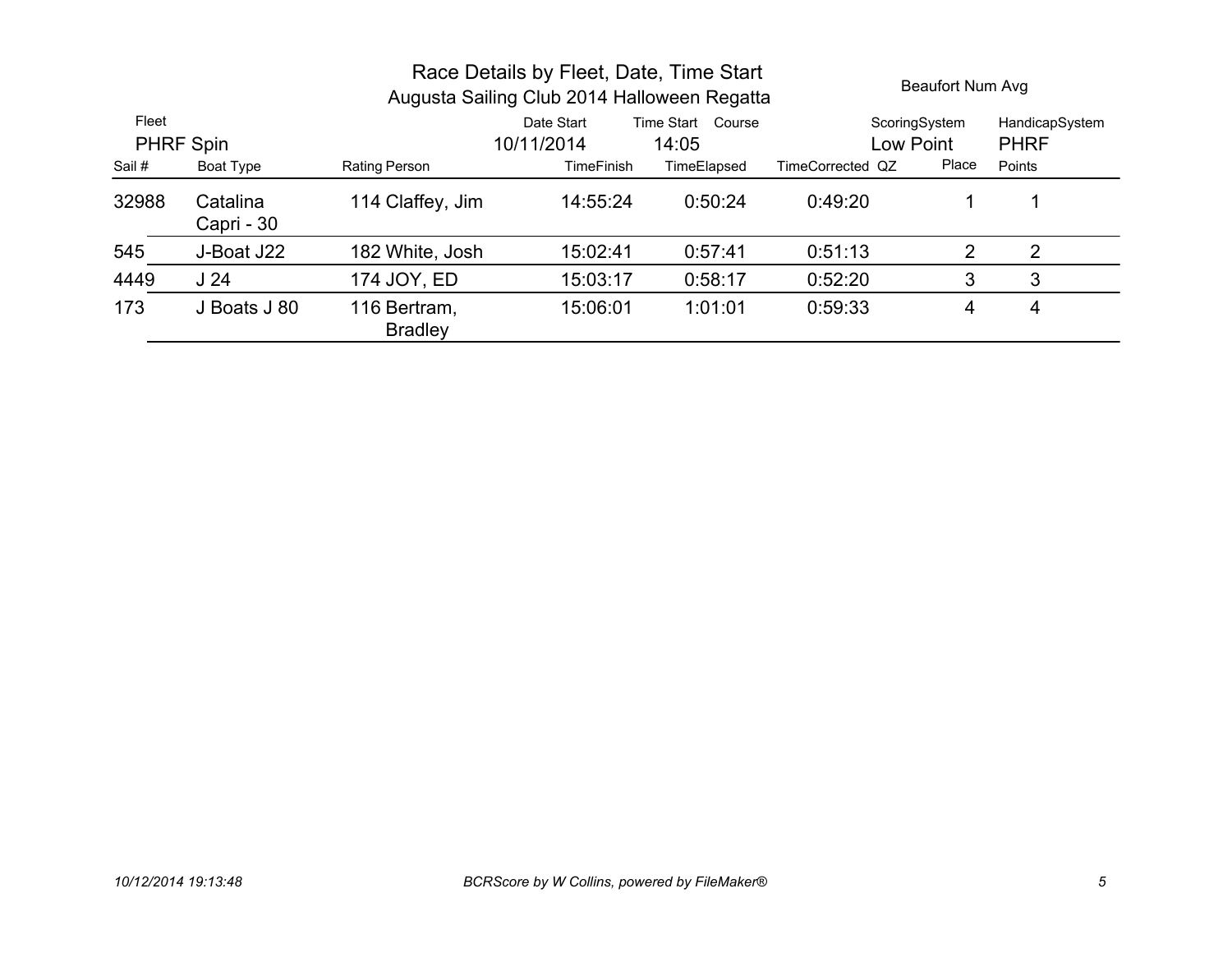# Race Details by Fleet, Date, Time Start

## Augusta Sailing Club 2014 Halloween Regatta

Beaufort Num Avg

| Fleet | Date Start | Time Start | Course | ScoringSystem | HandicapSystem |
|---|---|---|---|---|---|
| PHRF Spin | 10/11/2014 | 14:05 | | Low Point | PHRF |

| Sail # | Boat Type | Rating | Person | TimeFinish | TimeElapsed | TimeCorrected | QZ | Place | Points |
|---|---|---|---|---|---|---|---|---|---|
| 32988 | Catalina Capri - 30 | 114 | Claffey, Jim | 14:55:24 | 0:50:24 | 0:49:20 | | 1 | 1 |
| 545 | J-Boat J22 | 182 | White, Josh | 15:02:41 | 0:57:41 | 0:51:13 | | 2 | 2 |
| 4449 | J 24 | 174 | JOY, ED | 15:03:17 | 0:58:17 | 0:52:20 | | 3 | 3 |
| 173 | J Boats J 80 | 116 | Bertram, Bradley | 15:06:01 | 1:01:01 | 0:59:33 | | 4 | 4 |

*10/12/2014 19:13:48* *BCRScore by W Collins, powered by FileMaker®*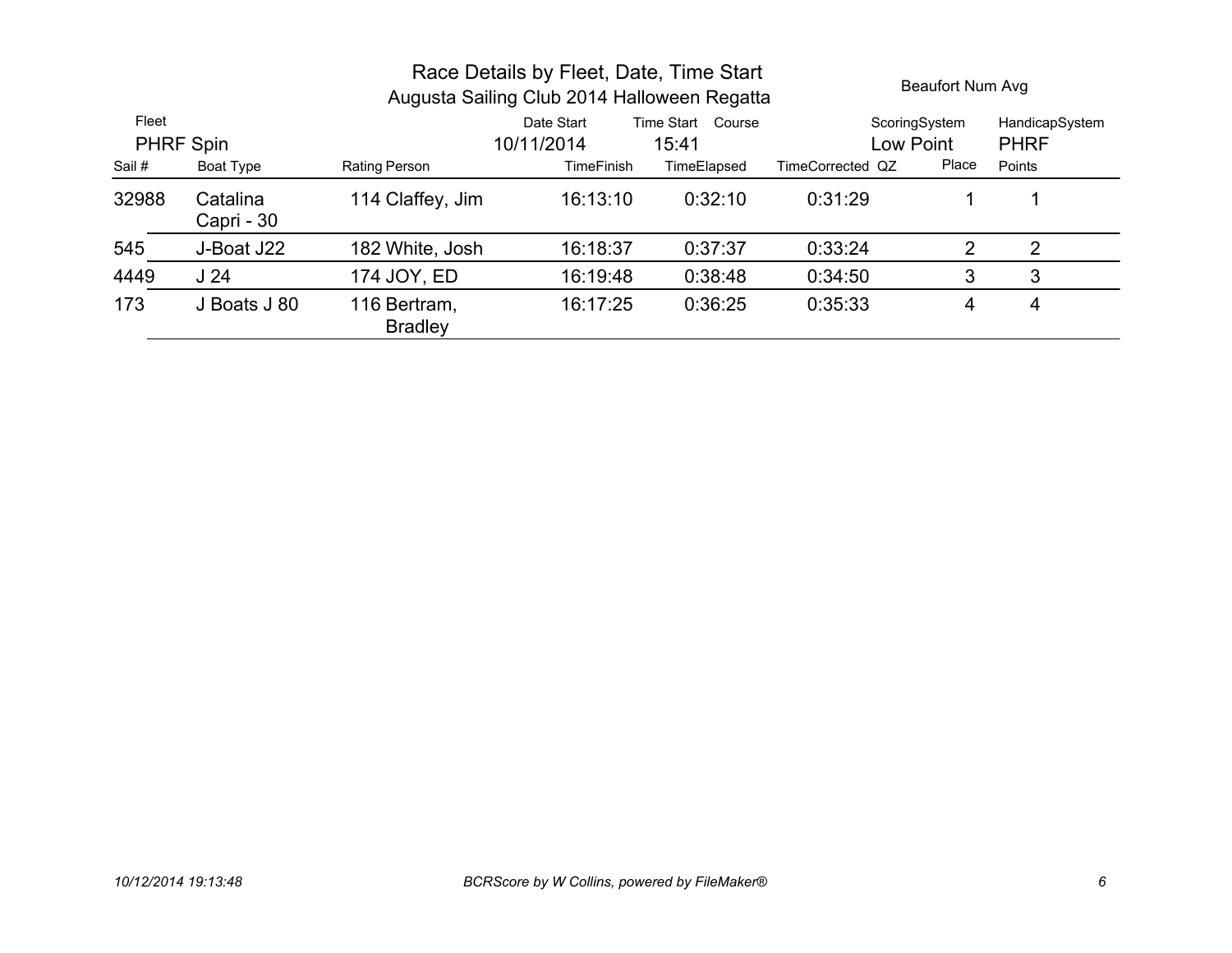# Race Details by Fleet, Date, Time Start

## Augusta Sailing Club 2014 Halloween Regatta

Beaufort Num Avg

| Fleet | Date Start | Time Start | Course | ScoringSystem | HandicapSystem |
|---|---|---|---|---|---|
| PHRF Spin | 10/11/2014 | 15:41 | | Low Point | PHRF |

| Sail # | Boat Type | Rating | Person | TimeFinish | TimeElapsed | TimeCorrected | QZ | Place | Points |
|---|---|---|---|---|---|---|---|---|---|
| 32988 | Catalina Capri - 30 | 114 | Claffey, Jim | 16:13:10 | 0:32:10 | 0:31:29 | | 1 | 1 |
| 545 | J-Boat J22 | 182 | White, Josh | 16:18:37 | 0:37:37 | 0:33:24 | | 2 | 2 |
| 4449 | J 24 | 174 | JOY, ED | 16:19:48 | 0:38:48 | 0:34:50 | | 3 | 3 |
| 173 | J Boats J 80 | 116 | Bertram, Bradley | 16:17:25 | 0:36:25 | 0:35:33 | | 4 | 4 |

*10/12/2014 19:13:48* *BCRScore by W Collins, powered by FileMaker®*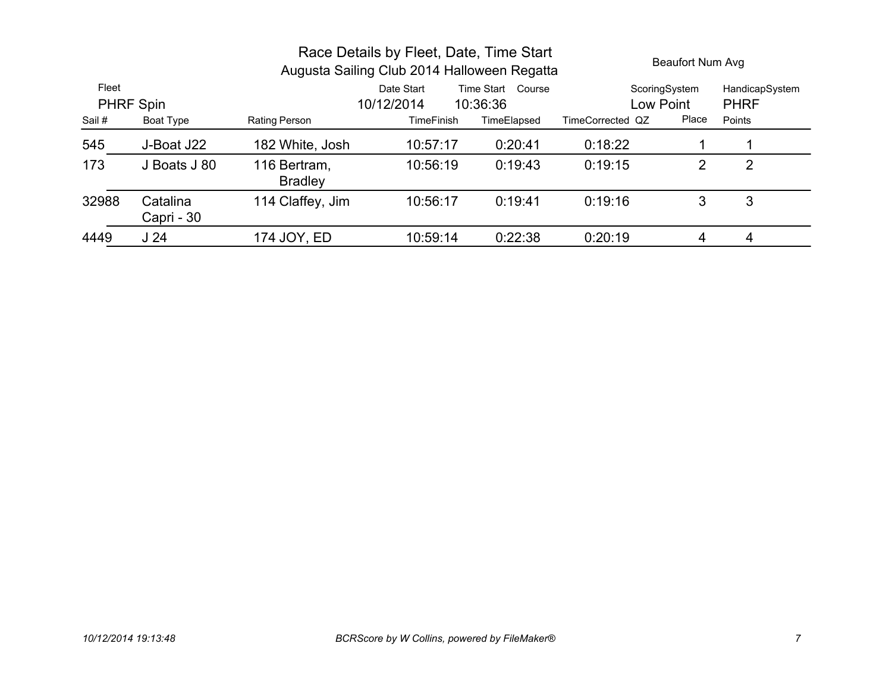# Race Details by Fleet, Date, Time Start

## Augusta Sailing Club 2014 Halloween Regatta

Beaufort Num Avg

| Fleet | Date Start | Time Start | Course | ScoringSystem | HandicapSystem |
|---|---|---|---|---|---|
| PHRF Spin | 10/12/2014 | 10:36:36 | | Low Point | PHRF |

| Sail # | Boat Type | Rating | Person | TimeFinish | TimeElapsed | TimeCorrected | QZ | Place | Points |
|---|---|---|---|---|---|---|---|---|---|
| 545 | J-Boat J22 | 182 | White, Josh | 10:57:17 | 0:20:41 | 0:18:22 | | 1 | 1 |
| 173 | J Boats J 80 | 116 | Bertram, Bradley | 10:56:19 | 0:19:43 | 0:19:15 | | 2 | 2 |
| 32988 | Catalina Capri - 30 | 114 | Claffey, Jim | 10:56:17 | 0:19:41 | 0:19:16 | | 3 | 3 |
| 4449 | J 24 | 174 | JOY, ED | 10:59:14 | 0:22:38 | 0:20:19 | | 4 | 4 |

*10/12/2014 19:13:48* *BCRScore by W Collins, powered by FileMaker®*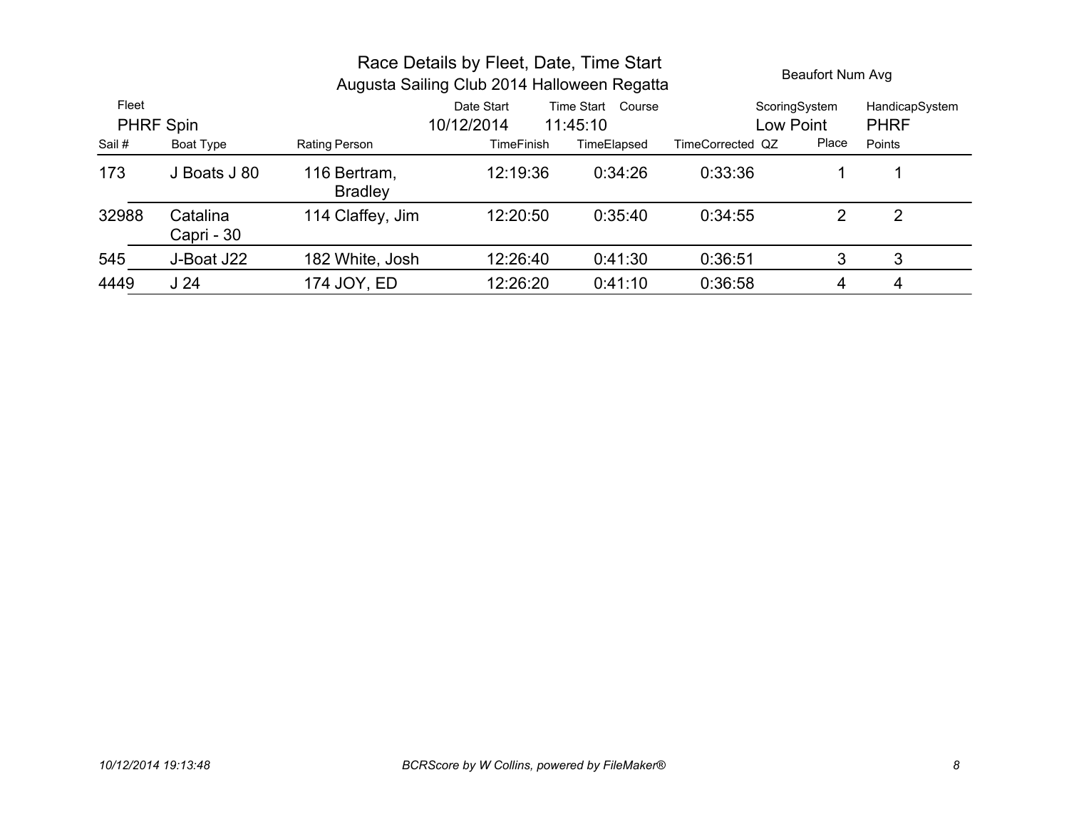# Race Details by Fleet, Date, Time Start

## Augusta Sailing Club 2014 Halloween Regatta

Beaufort Num Avg

| Fleet | Date Start | Time Start | Course | ScoringSystem | HandicapSystem |
|---|---|---|---|---|---|
| PHRF Spin | 10/12/2014 | 11:45:10 | | Low Point | PHRF |

| Sail # | Boat Type | Rating | Person | TimeFinish | TimeElapsed | TimeCorrected | QZ | Place | Points |
|---|---|---|---|---|---|---|---|---|---|
| 173 | J Boats J 80 | 116 | Bertram, Bradley | 12:19:36 | 0:34:26 | 0:33:36 | | 1 | 1 |
| 32988 | Catalina Capri - 30 | 114 | Claffey, Jim | 12:20:50 | 0:35:40 | 0:34:55 | | 2 | 2 |
| 545 | J-Boat J22 | 182 | White, Josh | 12:26:40 | 0:41:30 | 0:36:51 | | 3 | 3 |
| 4449 | J 24 | 174 | JOY, ED | 12:26:20 | 0:41:10 | 0:36:58 | | 4 | 4 |

*10/12/2014 19:13:48* *BCRScore by W Collins, powered by FileMaker®*